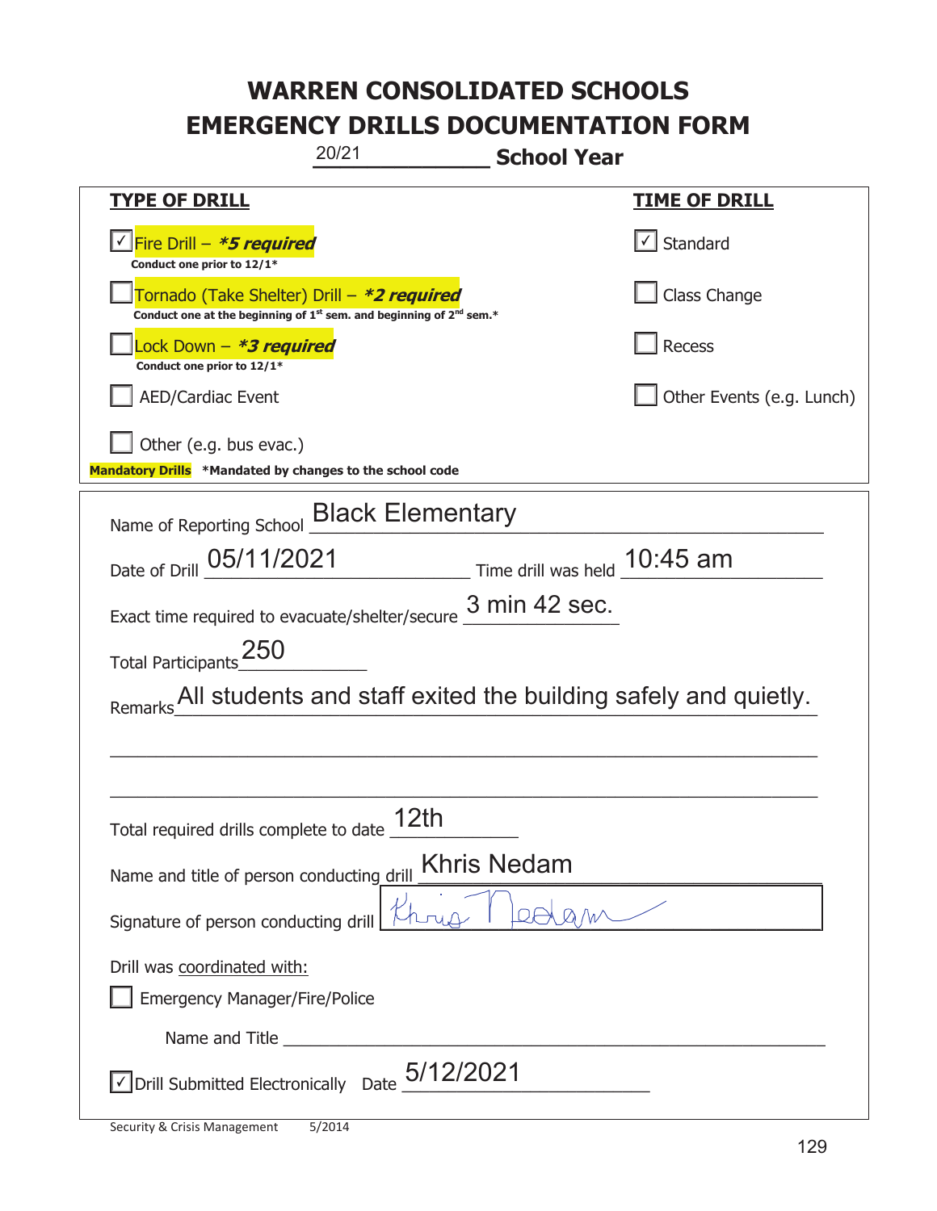# WARREN CONSOLIDATED SCHOOLS
# EMERGENCY DRILLS DOCUMENTATION FORM

20/21 **School Year**

| **TYPE OF DRILL** | **TIME OF DRILL** |
|---|---|
| ☑ Fire Drill – ***5 required** <br> Conduct one prior to 12/1* | ☑ Standard |
| ☐ Tornado (Take Shelter) Drill – ***2 required** <br> Conduct one at the beginning of 1st sem. and beginning of 2nd sem.* | ☐ Class Change |
| ☐ Lock Down – ***3 required** <br> Conduct one prior to 12/1* | ☐ Recess |
| ☐ AED/Cardiac Event | ☐ Other Events (e.g. Lunch) |
| ☐ Other (e.g. bus evac.) | |

**Mandatory Drills** *Mandated by changes to the school code

Name of Reporting School: Black Elementary

Date of Drill: 05/11/2021 Time drill was held: 10:45 am

Exact time required to evacuate/shelter/secure: 3 min 42 sec.

Total Participants: 250

Remarks: All students and staff exited the building safely and quietly.

Total required drills complete to date: 12th

Name and title of person conducting drill: Khris Nedam

Signature of person conducting drill: Khris Nedam

Drill was coordinated with:

☐ Emergency Manager/Fire/Police

Name and Title ______________________

☑ Drill Submitted Electronically Date: 5/12/2021

Security & Crisis Management 5/2014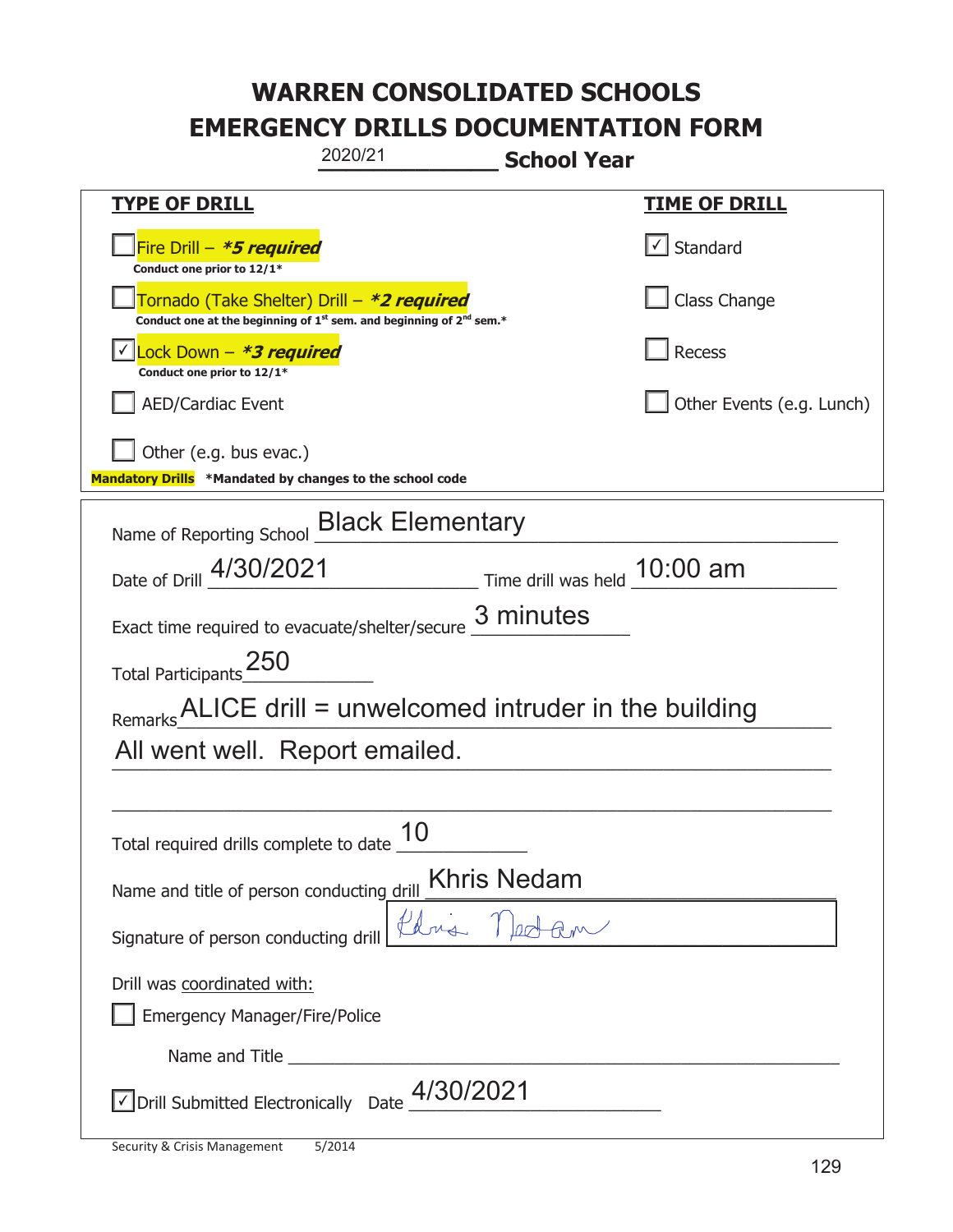# WARREN CONSOLIDATED SCHOOLS
# EMERGENCY DRILLS DOCUMENTATION FORM

2020/21 **School Year**

| **TYPE OF DRILL** | **TIME OF DRILL** |
|---|---|
| ☐ Fire Drill – ***5 required**<br>**Conduct one prior to 12/1*** | ☑ Standard |
| ☐ Tornado (Take Shelter) Drill – ***2 required**<br>**Conduct one at the beginning of 1st sem. and beginning of 2nd sem.*** | ☐ Class Change |
| ☑ Lock Down – ***3 required**<br>**Conduct one prior to 12/1*** | ☐ Recess |
| ☐ AED/Cardiac Event | ☐ Other Events (e.g. Lunch) |
| ☐ Other (e.g. bus evac.) | |

**Mandatory Drills** ***Mandated by changes to the school code**

Name of Reporting School: Black Elementary

Date of Drill: 4/30/2021 Time drill was held: 10:00 am

Exact time required to evacuate/shelter/secure: 3 minutes

Total Participants: 250

Remarks: ALICE drill = unwelcomed intruder in the building
All went well. Report emailed.

Total required drills complete to date: 10

Name and title of person conducting drill: Khris Nedam

Signature of person conducting drill: Khris Nedam

Drill was coordinated with:

☐ Emergency Manager/Fire/Police

Name and Title: ______________________

☑ Drill Submitted Electronically Date: 4/30/2021

Security & Crisis Management 5/2014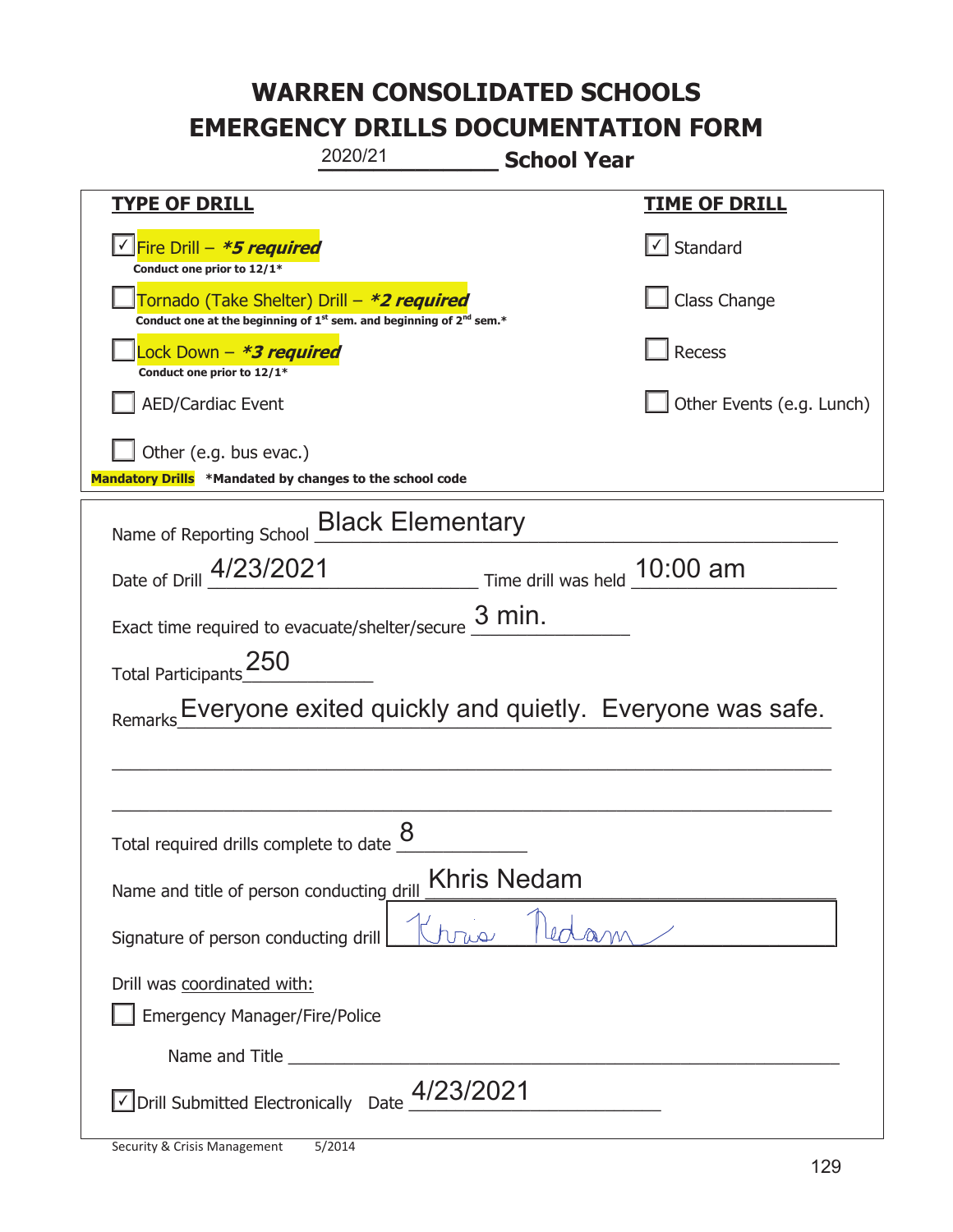# WARREN CONSOLIDATED SCHOOLS
# EMERGENCY DRILLS DOCUMENTATION FORM

2020/21 **School Year**

| **TYPE OF DRILL** | **TIME OF DRILL** |
|---|---|
| ☑ Fire Drill – ***5 required*** <br> **Conduct one prior to 12/1*** | ☑ Standard |
| ☐ Tornado (Take Shelter) Drill – ***2 required*** <br> **Conduct one at the beginning of 1st sem. and beginning of 2nd sem.*** | ☐ Class Change |
| ☐ Lock Down – ***3 required*** <br> **Conduct one prior to 12/1*** | ☐ Recess |
| ☐ AED/Cardiac Event | ☐ Other Events (e.g. Lunch) |
| ☐ Other (e.g. bus evac.) | |

**Mandatory Drills** ***Mandated by changes to the school code**

Name of Reporting School: Black Elementary

Date of Drill: 4/23/2021 Time drill was held: 10:00 am

Exact time required to evacuate/shelter/secure: 3 min.

Total Participants: 250

Remarks: Everyone exited quickly and quietly. Everyone was safe.

Total required drills complete to date: 8

Name and title of person conducting drill: Khris Nedam

Signature of person conducting drill: Khris Nedam

Drill was coordinated with:

☐ Emergency Manager/Fire/Police

Name and Title: ______

☑ Drill Submitted Electronically Date: 4/23/2021

Security & Crisis Management 5/2014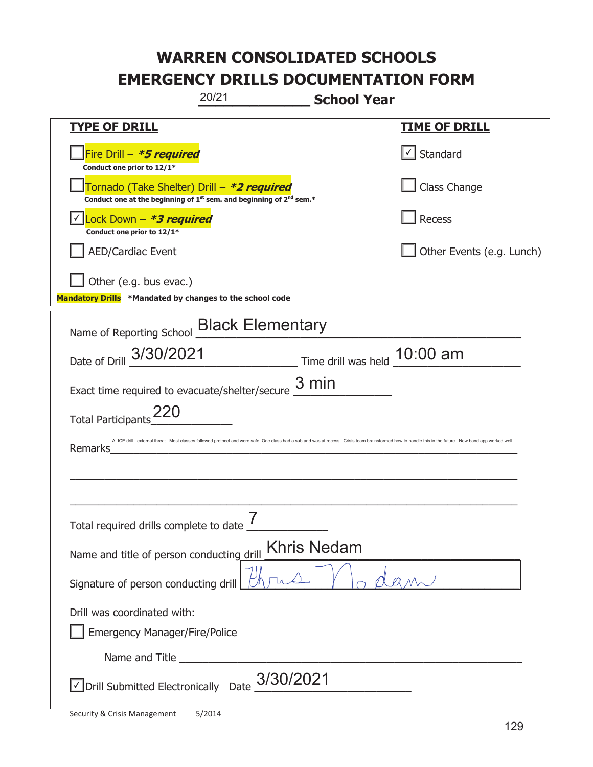# WARREN CONSOLIDATED SCHOOLS
# EMERGENCY DRILLS DOCUMENTATION FORM

20/21 **School Year**

| **TYPE OF DRILL** | **TIME OF DRILL** |
|---|---|
| ☐ Fire Drill – ***5 required*** <br> **Conduct one prior to 12/1*** | ☑ Standard |
| ☐ Tornado (Take Shelter) Drill – ***2 required*** <br> **Conduct one at the beginning of 1st sem. and beginning of 2nd sem.*** | ☐ Class Change |
| ☑ Lock Down – ***3 required*** <br> **Conduct one prior to 12/1*** | ☐ Recess |
| ☐ AED/Cardiac Event | ☐ Other Events (e.g. Lunch) |
| ☐ Other (e.g. bus evac.) | |

**Mandatory Drills** ***Mandated by changes to the school code**

Name of Reporting School: Black Elementary

Date of Drill: 3/30/2021 Time drill was held: 10:00 am

Exact time required to evacuate/shelter/secure: 3 min

Total Participants: 220

Remarks: ALICE drill external threat Most classes followed protocol and were safe. One class had a sub and was at recess. Crisis team brainstormed how to handle this in the future. New band app worked well.

Total required drills complete to date: 7

Name and title of person conducting drill: Khris Nedam

Signature of person conducting drill: *Khris Nedam*

Drill was coordinated with:

☐ Emergency Manager/Fire/Police

Name and Title: ______________________

☑ Drill Submitted Electronically Date: 3/30/2021

Security & Crisis Management 5/2014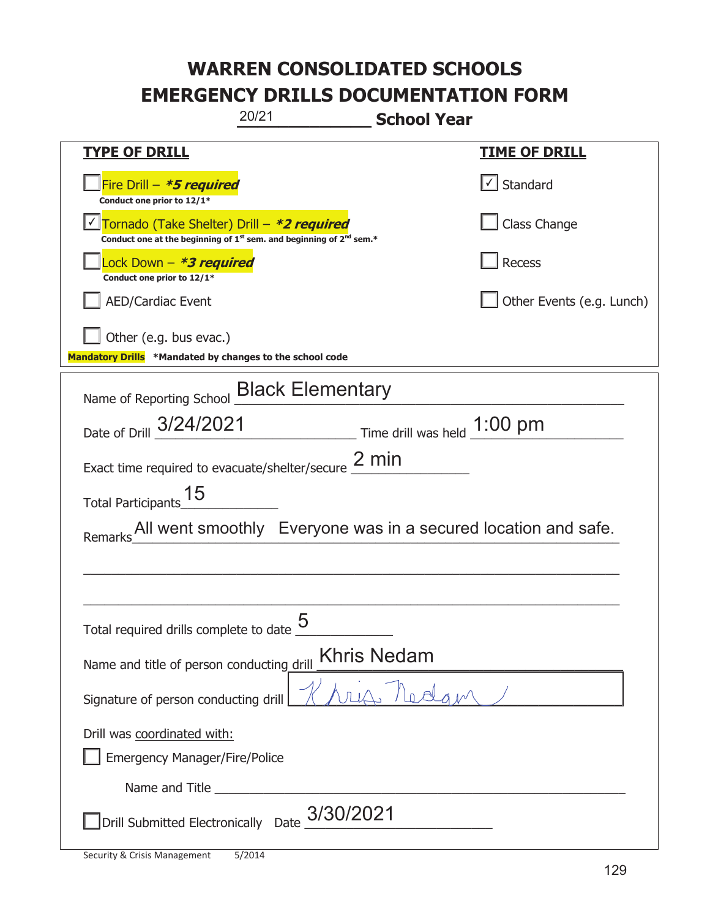# WARREN CONSOLIDATED SCHOOLS
# EMERGENCY DRILLS DOCUMENTATION FORM

20/21 **School Year**

| **TYPE OF DRILL** | **TIME OF DRILL** |
|---|---|
| ☐ Fire Drill – ***5 required*** <br> **Conduct one prior to 12/1*** | ☑ Standard |
| ☑ Tornado (Take Shelter) Drill – ***2 required*** <br> **Conduct one at the beginning of 1st sem. and beginning of 2nd sem.*** | ☐ Class Change |
| ☐ Lock Down – ***3 required*** <br> **Conduct one prior to 12/1*** | ☐ Recess |
| ☐ AED/Cardiac Event | ☐ Other Events (e.g. Lunch) |
| ☐ Other (e.g. bus evac.) | |

**Mandatory Drills** ***Mandated by changes to the school code**

Name of Reporting School: Black Elementary

Date of Drill: 3/24/2021 Time drill was held: 1:00 pm

Exact time required to evacuate/shelter/secure: 2 min

Total Participants: 15

Remarks: All went smoothly Everyone was in a secured location and safe.

Total required drills complete to date: 5

Name and title of person conducting drill: Khris Nedam

Signature of person conducting drill: Khris Nedam

Drill was coordinated with:

☐ Emergency Manager/Fire/Police

Name and Title ______________________

☐ Drill Submitted Electronically Date: 3/30/2021

Security & Crisis Management 5/2014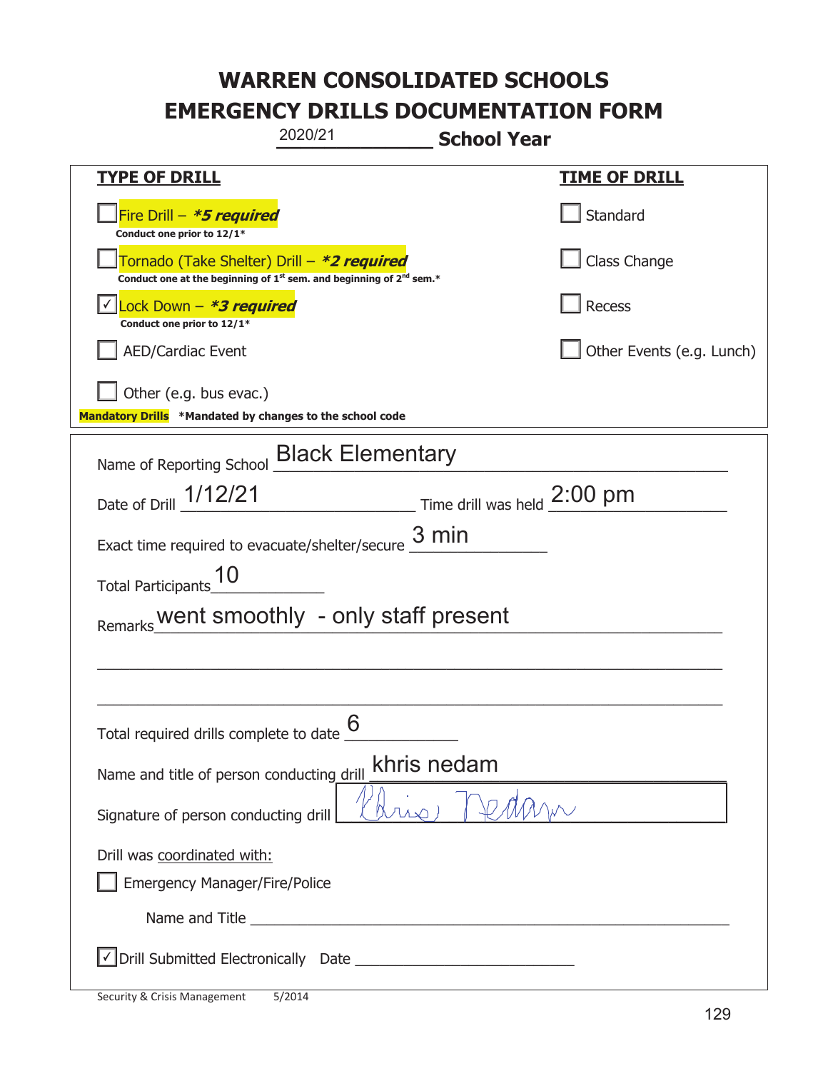# WARREN CONSOLIDATED SCHOOLS
# EMERGENCY DRILLS DOCUMENTATION FORM

2020/21 **School Year**

| **TYPE OF DRILL** | **TIME OF DRILL** |
|---|---|
| ☐ Fire Drill – ***5 required*** <br> **Conduct one prior to 12/1*** | ☐ Standard |
| ☐ Tornado (Take Shelter) Drill – ***2 required*** <br> **Conduct one at the beginning of 1st sem. and beginning of 2nd sem.*** | ☐ Class Change |
| ☑ Lock Down – ***3 required*** <br> **Conduct one prior to 12/1*** | ☐ Recess |
| ☐ AED/Cardiac Event | ☐ Other Events (e.g. Lunch) |
| ☐ Other (e.g. bus evac.) | |

**Mandatory Drills** ***Mandated by changes to the school code**

Name of Reporting School: Black Elementary

Date of Drill: 1/12/21 Time drill was held: 2:00 pm

Exact time required to evacuate/shelter/secure: 3 min

Total Participants: 10

Remarks: went smoothly - only staff present

Total required drills complete to date: 6

Name and title of person conducting drill: khris nedam

Signature of person conducting drill: Khris Nedam

Drill was coordinated with:

☐ Emergency Manager/Fire/Police

Name and Title ______________________

☑ Drill Submitted Electronically Date ______________________

Security & Crisis Management 5/2014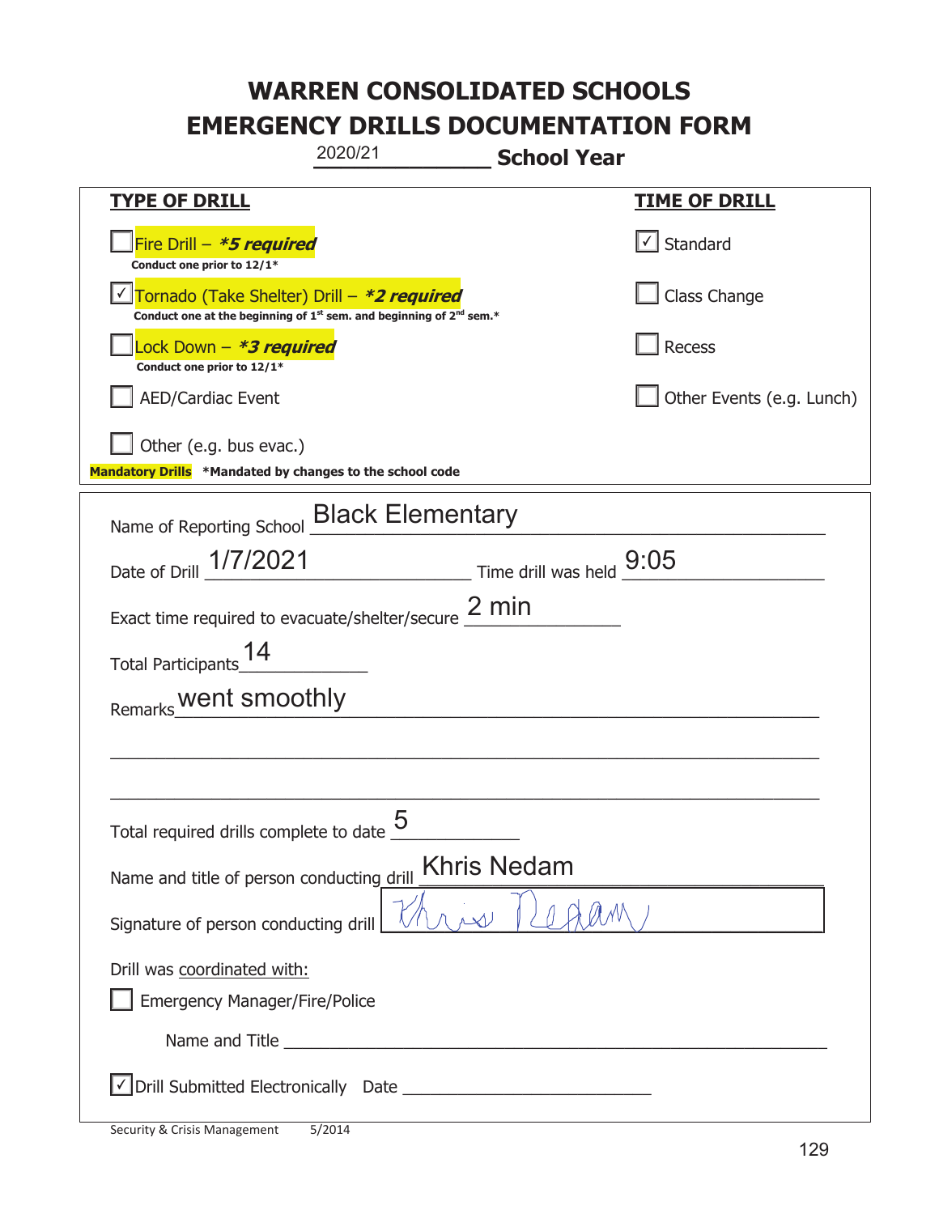# WARREN CONSOLIDATED SCHOOLS
# EMERGENCY DRILLS DOCUMENTATION FORM

2020/21 **School Year**

| TYPE OF DRILL | TIME OF DRILL |
|---|---|
| ☐ Fire Drill – ***5 required*** <br> **Conduct one prior to 12/1*** | ☑ Standard |
| ☑ Tornado (Take Shelter) Drill – ***2 required*** <br> **Conduct one at the beginning of 1st sem. and beginning of 2nd sem.*** | ☐ Class Change |
| ☐ Lock Down – ***3 required*** <br> **Conduct one prior to 12/1*** | ☐ Recess |
| ☐ AED/Cardiac Event | ☐ Other Events (e.g. Lunch) |
| ☐ Other (e.g. bus evac.) | |

**Mandatory Drills** **\*Mandated by changes to the school code**

Name of Reporting School: Black Elementary

Date of Drill: 1/7/2021 Time drill was held: 9:05

Exact time required to evacuate/shelter/secure: 2 min

Total Participants: 14

Remarks: went smoothly

Total required drills complete to date: 5

Name and title of person conducting drill: Khris Nedam

Signature of person conducting drill: Khris Nedam

Drill was coordinated with:

☐ Emergency Manager/Fire/Police

Name and Title ______________________

☑ Drill Submitted Electronically Date ______________________

Security & Crisis Management 5/2014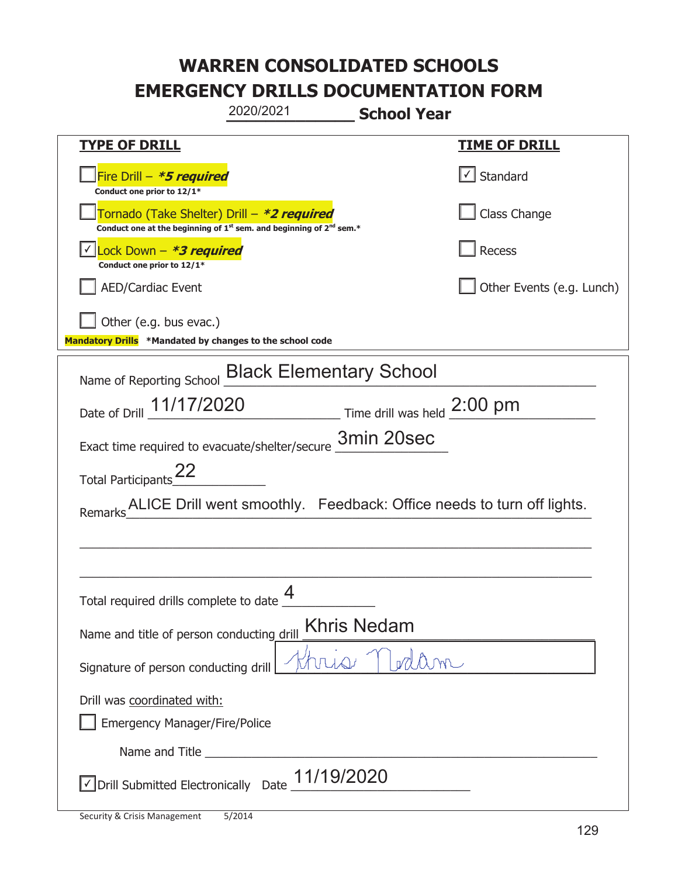# WARREN CONSOLIDATED SCHOOLS
# EMERGENCY DRILLS DOCUMENTATION FORM

2020/2021 **School Year**

| **TYPE OF DRILL** | **TIME OF DRILL** |
|---|---|
| ☐ Fire Drill – ***5 required*** Conduct one prior to 12/1* | ☑ Standard |
| ☐ Tornado (Take Shelter) Drill – ***2 required*** Conduct one at the beginning of 1st sem. and beginning of 2nd sem.* | ☐ Class Change |
| ☑ Lock Down – ***3 required*** Conduct one prior to 12/1* | ☐ Recess |
| ☐ AED/Cardiac Event | ☐ Other Events (e.g. Lunch) |
| ☐ Other (e.g. bus evac.) | |

**Mandatory Drills** ***Mandated by changes to the school code**

Name of Reporting School: Black Elementary School

Date of Drill: 11/17/2020 Time drill was held: 2:00 pm

Exact time required to evacuate/shelter/secure: 3min 20sec

Total Participants: 22

Remarks: ALICE Drill went smoothly. Feedback: Office needs to turn off lights.

Total required drills complete to date: 4

Name and title of person conducting drill: Khris Nedam

Signature of person conducting drill: Khris Nedam

Drill was coordinated with:

☐ Emergency Manager/Fire/Police

Name and Title ______

☑ Drill Submitted Electronically Date: 11/19/2020

Security & Crisis Management 5/2014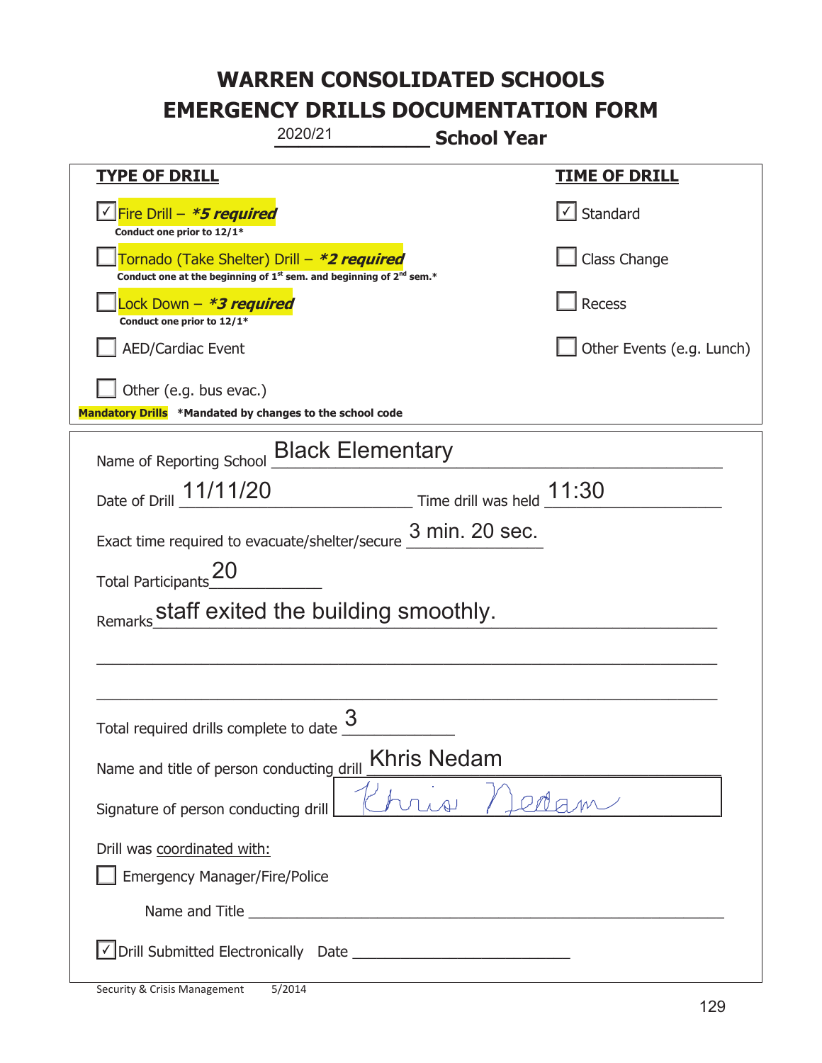# WARREN CONSOLIDATED SCHOOLS
# EMERGENCY DRILLS DOCUMENTATION FORM

2020/21 **School Year**

| **TYPE OF DRILL** | **TIME OF DRILL** |
|---|---|
| ☑ Fire Drill – ***5 required*** <br> **Conduct one prior to 12/1*** | ☑ Standard |
| ☐ Tornado (Take Shelter) Drill – ***2 required*** <br> **Conduct one at the beginning of 1st sem. and beginning of 2nd sem.*** | ☐ Class Change |
| ☐ Lock Down – ***3 required*** <br> **Conduct one prior to 12/1*** | ☐ Recess |
| ☐ AED/Cardiac Event | ☐ Other Events (e.g. Lunch) |
| ☐ Other (e.g. bus evac.) | |

**Mandatory Drills** **\*Mandated by changes to the school code**

Name of Reporting School: Black Elementary

Date of Drill: 11/11/20 Time drill was held: 11:30

Exact time required to evacuate/shelter/secure: 3 min. 20 sec.

Total Participants: 20

Remarks: staff exited the building smoothly.

Total required drills complete to date: 3

Name and title of person conducting drill: Khris Nedam

Signature of person conducting drill: *Khris Nedam*

Drill was coordinated with:

☐ Emergency Manager/Fire/Police

Name and Title ____________________

☑ Drill Submitted Electronically Date ____________________

Security & Crisis Management 5/2014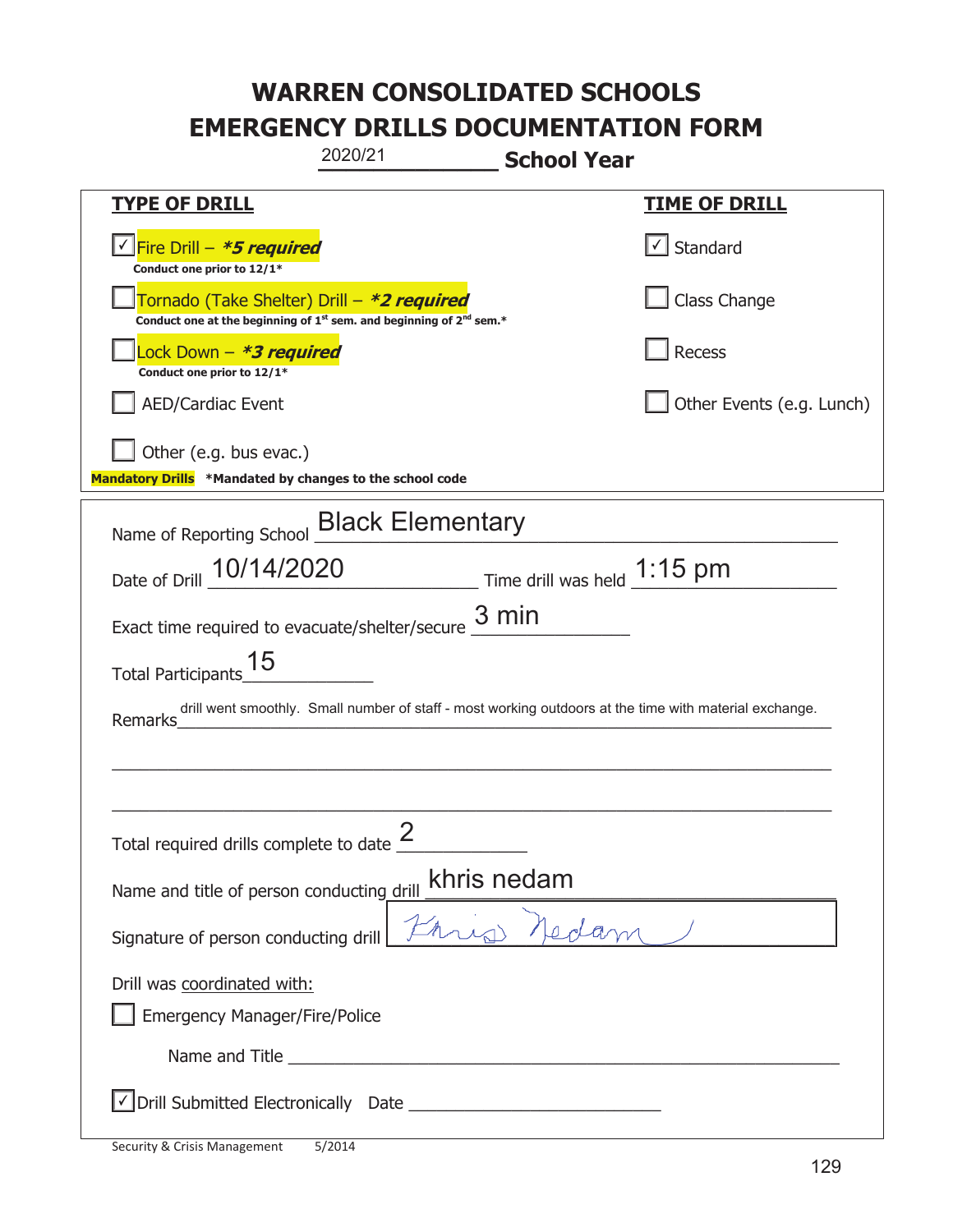# WARREN CONSOLIDATED SCHOOLS
# EMERGENCY DRILLS DOCUMENTATION FORM

2020/21 **School Year**

| **TYPE OF DRILL** | **TIME OF DRILL** |
|---|---|
| ☑ Fire Drill – ***5 required*** <br> **Conduct one prior to 12/1*** | ☑ Standard |
| ☐ Tornado (Take Shelter) Drill – ***2 required*** <br> **Conduct one at the beginning of 1st sem. and beginning of 2nd sem.*** | ☐ Class Change |
| ☐ Lock Down – ***3 required*** <br> **Conduct one prior to 12/1*** | ☐ Recess |
| ☐ AED/Cardiac Event | ☐ Other Events (e.g. Lunch) |
| ☐ Other (e.g. bus evac.) | |

**Mandatory Drills** ***Mandated by changes to the school code**

Name of Reporting School: Black Elementary

Date of Drill: 10/14/2020 Time drill was held: 1:15 pm

Exact time required to evacuate/shelter/secure: 3 min

Total Participants: 15

Remarks: drill went smoothly. Small number of staff - most working outdoors at the time with material exchange.

Total required drills complete to date: 2

Name and title of person conducting drill: khris nedam

Signature of person conducting drill: Khris Nedam

Drill was coordinated with:

☐ Emergency Manager/Fire/Police

Name and Title ______________________

☑ Drill Submitted Electronically Date ______________________

Security & Crisis Management 5/2014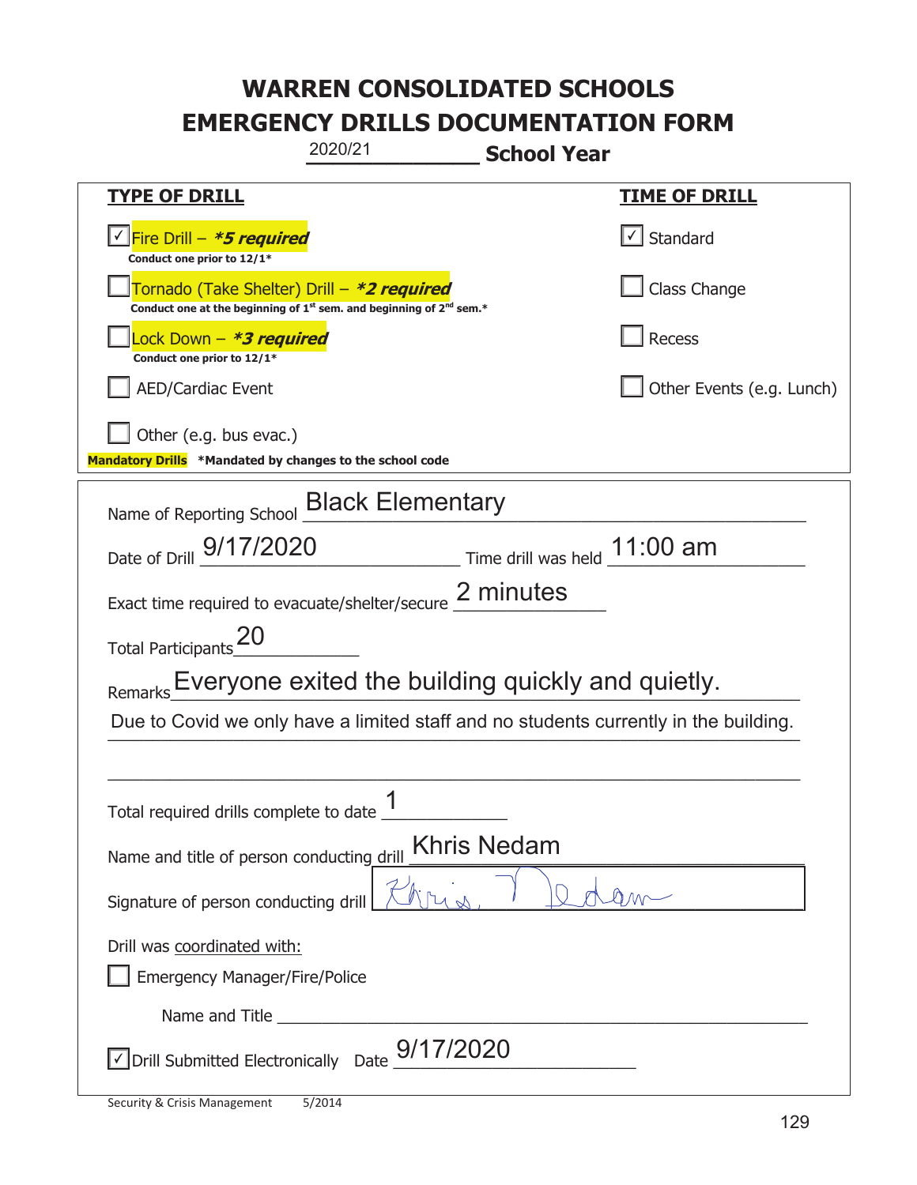# WARREN CONSOLIDATED SCHOOLS
# EMERGENCY DRILLS DOCUMENTATION FORM

2020/21 **School Year**

| **TYPE OF DRILL** | **TIME OF DRILL** |
|---|---|
| ☑ Fire Drill – ***5 required*** <br> Conduct one prior to 12/1* | ☑ Standard |
| ☐ Tornado (Take Shelter) Drill – ***2 required*** <br> Conduct one at the beginning of 1st sem. and beginning of 2nd sem.* | ☐ Class Change |
| ☐ Lock Down – ***3 required*** <br> Conduct one prior to 12/1* | ☐ Recess |
| ☐ AED/Cardiac Event | ☐ Other Events (e.g. Lunch) |
| ☐ Other (e.g. bus evac.) | |

**Mandatory Drills** *Mandated by changes to the school code

Name of Reporting School: Black Elementary

Date of Drill: 9/17/2020 Time drill was held: 11:00 am

Exact time required to evacuate/shelter/secure: 2 minutes

Total Participants: 20

Remarks: Everyone exited the building quickly and quietly.
Due to Covid we only have a limited staff and no students currently in the building.

Total required drills complete to date: 1

Name and title of person conducting drill: Khris Nedam

Signature of person conducting drill: Khris Nedam

Drill was coordinated with:

☐ Emergency Manager/Fire/Police

Name and Title ___________

☑ Drill Submitted Electronically Date: 9/17/2020

Security & Crisis Management 5/2014